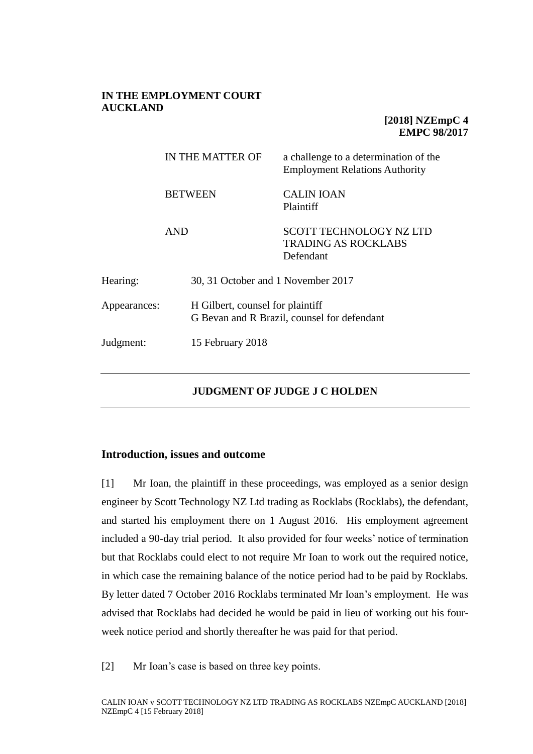**IN THE EMPLOYMENT COURT
AUCKLAND**

**[2018] NZEmpC 4
EMPC 98/2017**

| | |
|---|---|
| IN THE MATTER OF | a challenge to a determination of the Employment Relations Authority |
| BETWEEN | CALIN IOAN<br>Plaintiff |
| AND | SCOTT TECHNOLOGY NZ LTD TRADING AS ROCKLABS<br>Defendant |

| | |
|---|---|
| Hearing: | 30, 31 October and 1 November 2017 |
| Appearances: | H Gilbert, counsel for plaintiff<br>G Bevan and R Brazil, counsel for defendant |
| Judgment: | 15 February 2018 |

---

**JUDGMENT OF JUDGE J C HOLDEN**

---

## Introduction, issues and outcome

[1] Mr Ioan, the plaintiff in these proceedings, was employed as a senior design engineer by Scott Technology NZ Ltd trading as Rocklabs (Rocklabs), the defendant, and started his employment there on 1 August 2016. His employment agreement included a 90-day trial period. It also provided for four weeks' notice of termination but that Rocklabs could elect to not require Mr Ioan to work out the required notice, in which case the remaining balance of the notice period had to be paid by Rocklabs. By letter dated 7 October 2016 Rocklabs terminated Mr Ioan's employment. He was advised that Rocklabs had decided he would be paid in lieu of working out his four-week notice period and shortly thereafter he was paid for that period.

[2] Mr Ioan's case is based on three key points.

CALIN IOAN v SCOTT TECHNOLOGY NZ LTD TRADING AS ROCKLABS NZEmpC AUCKLAND [2018] NZEmpC 4 [15 February 2018]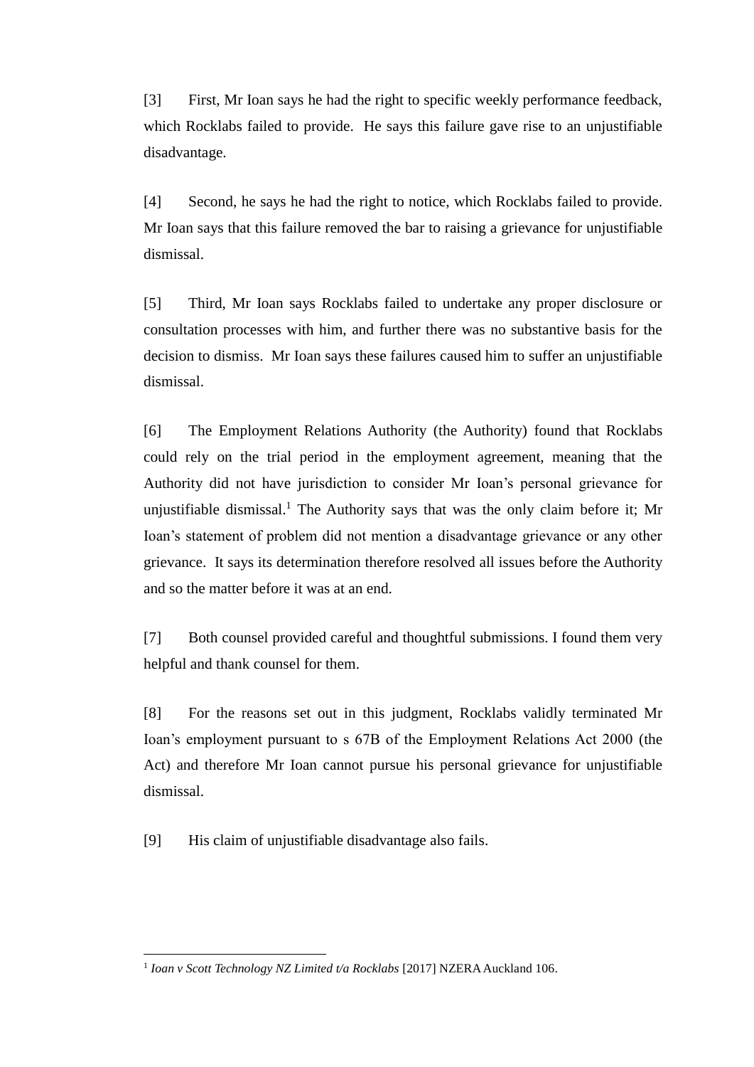[3] First, Mr Ioan says he had the right to specific weekly performance feedback, which Rocklabs failed to provide. He says this failure gave rise to an unjustifiable disadvantage.

[4] Second, he says he had the right to notice, which Rocklabs failed to provide. Mr Ioan says that this failure removed the bar to raising a grievance for unjustifiable dismissal.

[5] Third, Mr Ioan says Rocklabs failed to undertake any proper disclosure or consultation processes with him, and further there was no substantive basis for the decision to dismiss. Mr Ioan says these failures caused him to suffer an unjustifiable dismissal.

[6] The Employment Relations Authority (the Authority) found that Rocklabs could rely on the trial period in the employment agreement, meaning that the Authority did not have jurisdiction to consider Mr Ioan's personal grievance for unjustifiable dismissal.[1] The Authority says that was the only claim before it; Mr Ioan's statement of problem did not mention a disadvantage grievance or any other grievance. It says its determination therefore resolved all issues before the Authority and so the matter before it was at an end.

[7] Both counsel provided careful and thoughtful submissions. I found them very helpful and thank counsel for them.

[8] For the reasons set out in this judgment, Rocklabs validly terminated Mr Ioan's employment pursuant to s 67B of the Employment Relations Act 2000 (the Act) and therefore Mr Ioan cannot pursue his personal grievance for unjustifiable dismissal.

[9] His claim of unjustifiable disadvantage also fails.

---

[1] *Ioan v Scott Technology NZ Limited t/a Rocklabs* [2017] NZERA Auckland 106.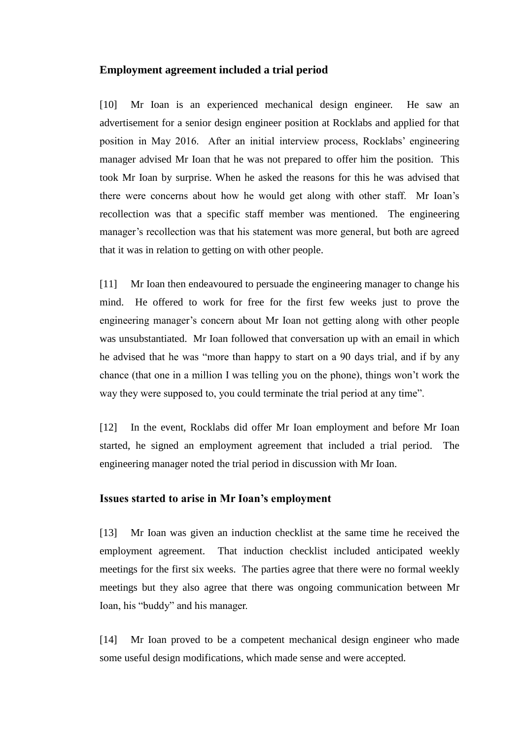### Employment agreement included a trial period

[10] Mr Ioan is an experienced mechanical design engineer. He saw an advertisement for a senior design engineer position at Rocklabs and applied for that position in May 2016. After an initial interview process, Rocklabs' engineering manager advised Mr Ioan that he was not prepared to offer him the position. This took Mr Ioan by surprise. When he asked the reasons for this he was advised that there were concerns about how he would get along with other staff. Mr Ioan's recollection was that a specific staff member was mentioned. The engineering manager's recollection was that his statement was more general, but both are agreed that it was in relation to getting on with other people.

[11] Mr Ioan then endeavoured to persuade the engineering manager to change his mind. He offered to work for free for the first few weeks just to prove the engineering manager's concern about Mr Ioan not getting along with other people was unsubstantiated. Mr Ioan followed that conversation up with an email in which he advised that he was "more than happy to start on a 90 days trial, and if by any chance (that one in a million I was telling you on the phone), things won't work the way they were supposed to, you could terminate the trial period at any time".

[12] In the event, Rocklabs did offer Mr Ioan employment and before Mr Ioan started, he signed an employment agreement that included a trial period. The engineering manager noted the trial period in discussion with Mr Ioan.

### Issues started to arise in Mr Ioan's employment

[13] Mr Ioan was given an induction checklist at the same time he received the employment agreement. That induction checklist included anticipated weekly meetings for the first six weeks. The parties agree that there were no formal weekly meetings but they also agree that there was ongoing communication between Mr Ioan, his "buddy" and his manager.

[14] Mr Ioan proved to be a competent mechanical design engineer who made some useful design modifications, which made sense and were accepted.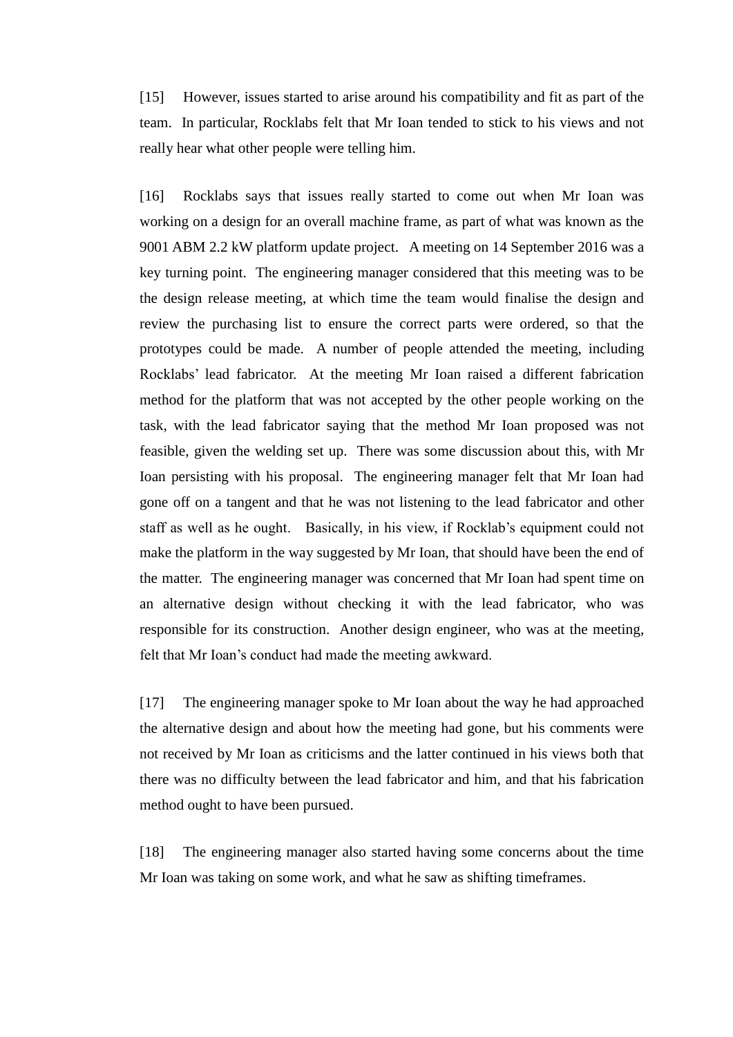[15] However, issues started to arise around his compatibility and fit as part of the team. In particular, Rocklabs felt that Mr Ioan tended to stick to his views and not really hear what other people were telling him.

[16] Rocklabs says that issues really started to come out when Mr Ioan was working on a design for an overall machine frame, as part of what was known as the 9001 ABM 2.2 kW platform update project. A meeting on 14 September 2016 was a key turning point. The engineering manager considered that this meeting was to be the design release meeting, at which time the team would finalise the design and review the purchasing list to ensure the correct parts were ordered, so that the prototypes could be made. A number of people attended the meeting, including Rocklabs' lead fabricator. At the meeting Mr Ioan raised a different fabrication method for the platform that was not accepted by the other people working on the task, with the lead fabricator saying that the method Mr Ioan proposed was not feasible, given the welding set up. There was some discussion about this, with Mr Ioan persisting with his proposal. The engineering manager felt that Mr Ioan had gone off on a tangent and that he was not listening to the lead fabricator and other staff as well as he ought. Basically, in his view, if Rocklab's equipment could not make the platform in the way suggested by Mr Ioan, that should have been the end of the matter. The engineering manager was concerned that Mr Ioan had spent time on an alternative design without checking it with the lead fabricator, who was responsible for its construction. Another design engineer, who was at the meeting, felt that Mr Ioan's conduct had made the meeting awkward.

[17] The engineering manager spoke to Mr Ioan about the way he had approached the alternative design and about how the meeting had gone, but his comments were not received by Mr Ioan as criticisms and the latter continued in his views both that there was no difficulty between the lead fabricator and him, and that his fabrication method ought to have been pursued.

[18] The engineering manager also started having some concerns about the time Mr Ioan was taking on some work, and what he saw as shifting timeframes.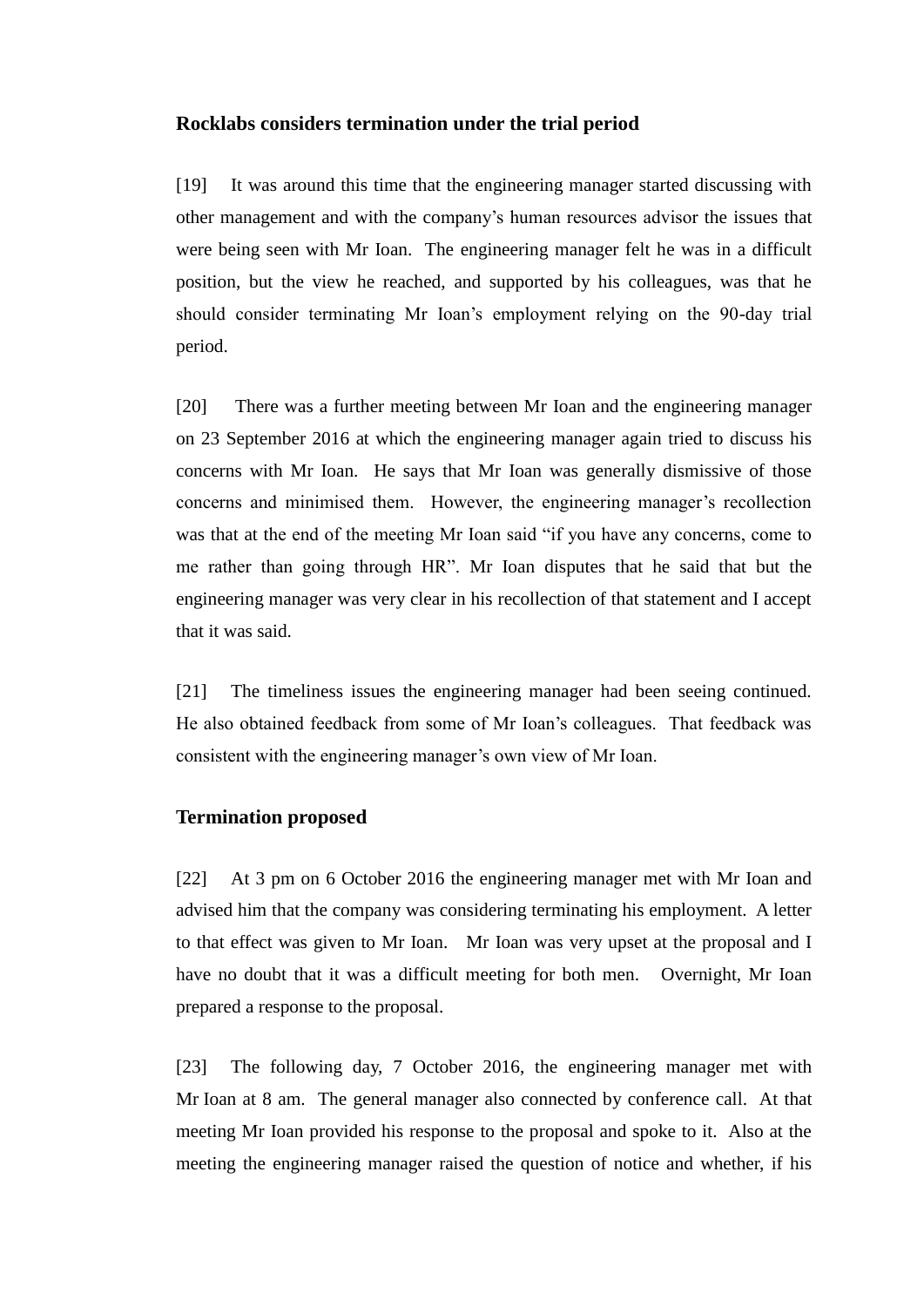**Rocklabs considers termination under the trial period**

[19] It was around this time that the engineering manager started discussing with other management and with the company's human resources advisor the issues that were being seen with Mr Ioan. The engineering manager felt he was in a difficult position, but the view he reached, and supported by his colleagues, was that he should consider terminating Mr Ioan's employment relying on the 90-day trial period.

[20] There was a further meeting between Mr Ioan and the engineering manager on 23 September 2016 at which the engineering manager again tried to discuss his concerns with Mr Ioan. He says that Mr Ioan was generally dismissive of those concerns and minimised them. However, the engineering manager's recollection was that at the end of the meeting Mr Ioan said "if you have any concerns, come to me rather than going through HR". Mr Ioan disputes that he said that but the engineering manager was very clear in his recollection of that statement and I accept that it was said.

[21] The timeliness issues the engineering manager had been seeing continued. He also obtained feedback from some of Mr Ioan's colleagues. That feedback was consistent with the engineering manager's own view of Mr Ioan.

**Termination proposed**

[22] At 3 pm on 6 October 2016 the engineering manager met with Mr Ioan and advised him that the company was considering terminating his employment. A letter to that effect was given to Mr Ioan. Mr Ioan was very upset at the proposal and I have no doubt that it was a difficult meeting for both men. Overnight, Mr Ioan prepared a response to the proposal.

[23] The following day, 7 October 2016, the engineering manager met with Mr Ioan at 8 am. The general manager also connected by conference call. At that meeting Mr Ioan provided his response to the proposal and spoke to it. Also at the meeting the engineering manager raised the question of notice and whether, if his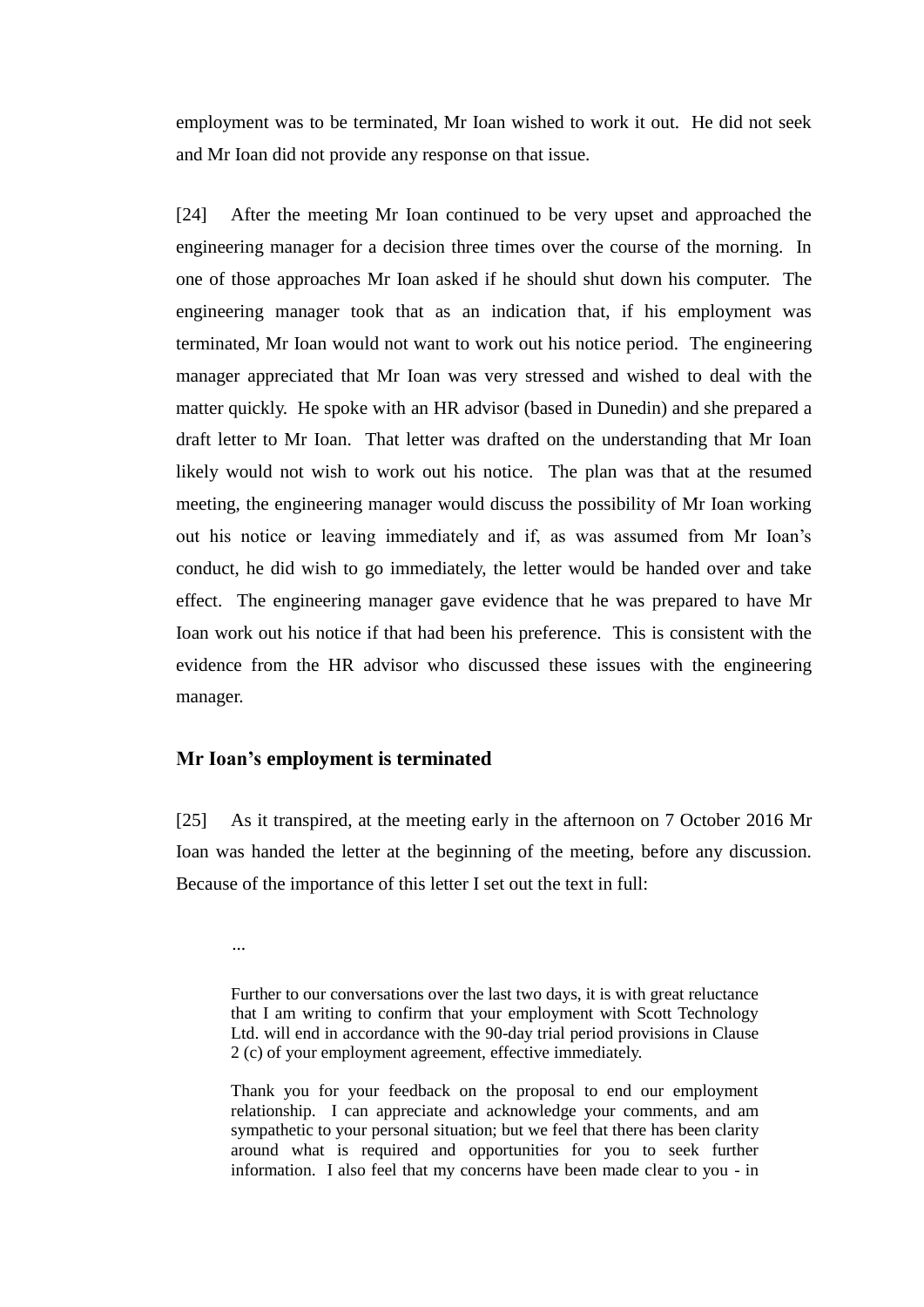employment was to be terminated, Mr Ioan wished to work it out. He did not seek and Mr Ioan did not provide any response on that issue.

[24] After the meeting Mr Ioan continued to be very upset and approached the engineering manager for a decision three times over the course of the morning. In one of those approaches Mr Ioan asked if he should shut down his computer. The engineering manager took that as an indication that, if his employment was terminated, Mr Ioan would not want to work out his notice period. The engineering manager appreciated that Mr Ioan was very stressed and wished to deal with the matter quickly. He spoke with an HR advisor (based in Dunedin) and she prepared a draft letter to Mr Ioan. That letter was drafted on the understanding that Mr Ioan likely would not wish to work out his notice. The plan was that at the resumed meeting, the engineering manager would discuss the possibility of Mr Ioan working out his notice or leaving immediately and if, as was assumed from Mr Ioan's conduct, he did wish to go immediately, the letter would be handed over and take effect. The engineering manager gave evidence that he was prepared to have Mr Ioan work out his notice if that had been his preference. This is consistent with the evidence from the HR advisor who discussed these issues with the engineering manager.

### Mr Ioan's employment is terminated

[25] As it transpired, at the meeting early in the afternoon on 7 October 2016 Mr Ioan was handed the letter at the beginning of the meeting, before any discussion. Because of the importance of this letter I set out the text in full:

> ...
>
> Further to our conversations over the last two days, it is with great reluctance that I am writing to confirm that your employment with Scott Technology Ltd. will end in accordance with the 90-day trial period provisions in Clause 2 (c) of your employment agreement, effective immediately.
>
> Thank you for your feedback on the proposal to end our employment relationship. I can appreciate and acknowledge your comments, and am sympathetic to your personal situation; but we feel that there has been clarity around what is required and opportunities for you to seek further information. I also feel that my concerns have been made clear to you - in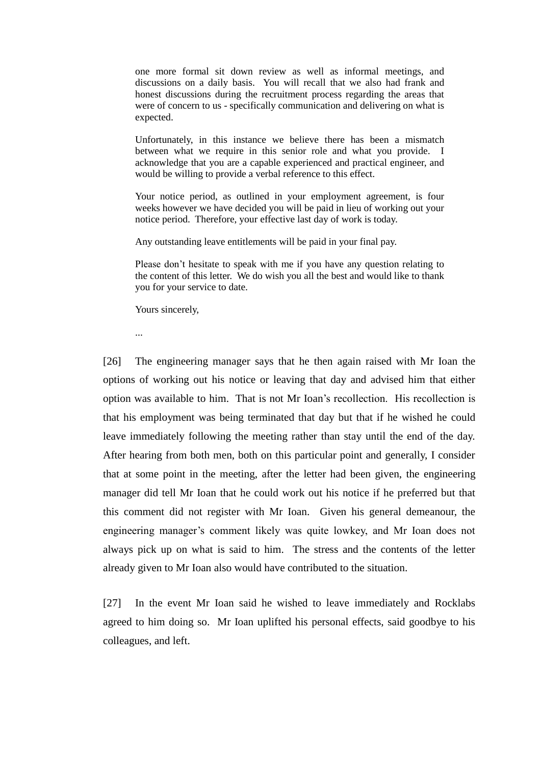> one more formal sit down review as well as informal meetings, and discussions on a daily basis. You will recall that we also had frank and honest discussions during the recruitment process regarding the areas that were of concern to us - specifically communication and delivering on what is expected.
>
> Unfortunately, in this instance we believe there has been a mismatch between what we require in this senior role and what you provide. I acknowledge that you are a capable experienced and practical engineer, and would be willing to provide a verbal reference to this effect.
>
> Your notice period, as outlined in your employment agreement, is four weeks however we have decided you will be paid in lieu of working out your notice period. Therefore, your effective last day of work is today.
>
> Any outstanding leave entitlements will be paid in your final pay.
>
> Please don't hesitate to speak with me if you have any question relating to the content of this letter. We do wish you all the best and would like to thank you for your service to date.
>
> Yours sincerely,
>
> ...

[26] The engineering manager says that he then again raised with Mr Ioan the options of working out his notice or leaving that day and advised him that either option was available to him. That is not Mr Ioan's recollection. His recollection is that his employment was being terminated that day but that if he wished he could leave immediately following the meeting rather than stay until the end of the day. After hearing from both men, both on this particular point and generally, I consider that at some point in the meeting, after the letter had been given, the engineering manager did tell Mr Ioan that he could work out his notice if he preferred but that this comment did not register with Mr Ioan. Given his general demeanour, the engineering manager's comment likely was quite lowkey, and Mr Ioan does not always pick up on what is said to him. The stress and the contents of the letter already given to Mr Ioan also would have contributed to the situation.

[27] In the event Mr Ioan said he wished to leave immediately and Rocklabs agreed to him doing so. Mr Ioan uplifted his personal effects, said goodbye to his colleagues, and left.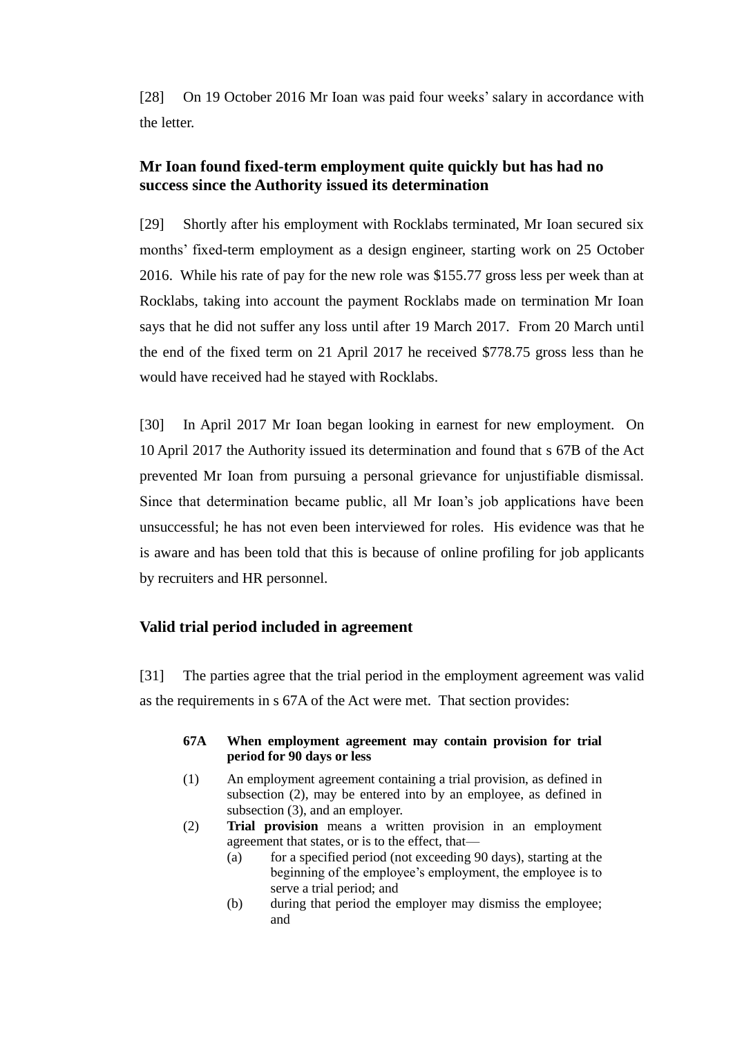[28] On 19 October 2016 Mr Ioan was paid four weeks' salary in accordance with the letter.

### Mr Ioan found fixed-term employment quite quickly but has had no success since the Authority issued its determination

[29] Shortly after his employment with Rocklabs terminated, Mr Ioan secured six months' fixed-term employment as a design engineer, starting work on 25 October 2016. While his rate of pay for the new role was $155.77 gross less per week than at Rocklabs, taking into account the payment Rocklabs made on termination Mr Ioan says that he did not suffer any loss until after 19 March 2017. From 20 March until the end of the fixed term on 21 April 2017 he received $778.75 gross less than he would have received had he stayed with Rocklabs.

[30] In April 2017 Mr Ioan began looking in earnest for new employment. On 10 April 2017 the Authority issued its determination and found that s 67B of the Act prevented Mr Ioan from pursuing a personal grievance for unjustifiable dismissal. Since that determination became public, all Mr Ioan's job applications have been unsuccessful; he has not even been interviewed for roles. His evidence was that he is aware and has been told that this is because of online profiling for job applicants by recruiters and HR personnel.

### Valid trial period included in agreement

[31] The parties agree that the trial period in the employment agreement was valid as the requirements in s 67A of the Act were met. That section provides:

> **67A When employment agreement may contain provision for trial period for 90 days or less**
>
> (1) An employment agreement containing a trial provision, as defined in subsection (2), may be entered into by an employee, as defined in subsection (3), and an employer.
>
> (2) **Trial provision** means a written provision in an employment agreement that states, or is to the effect, that—
>
> (a) for a specified period (not exceeding 90 days), starting at the beginning of the employee's employment, the employee is to serve a trial period; and
>
> (b) during that period the employer may dismiss the employee; and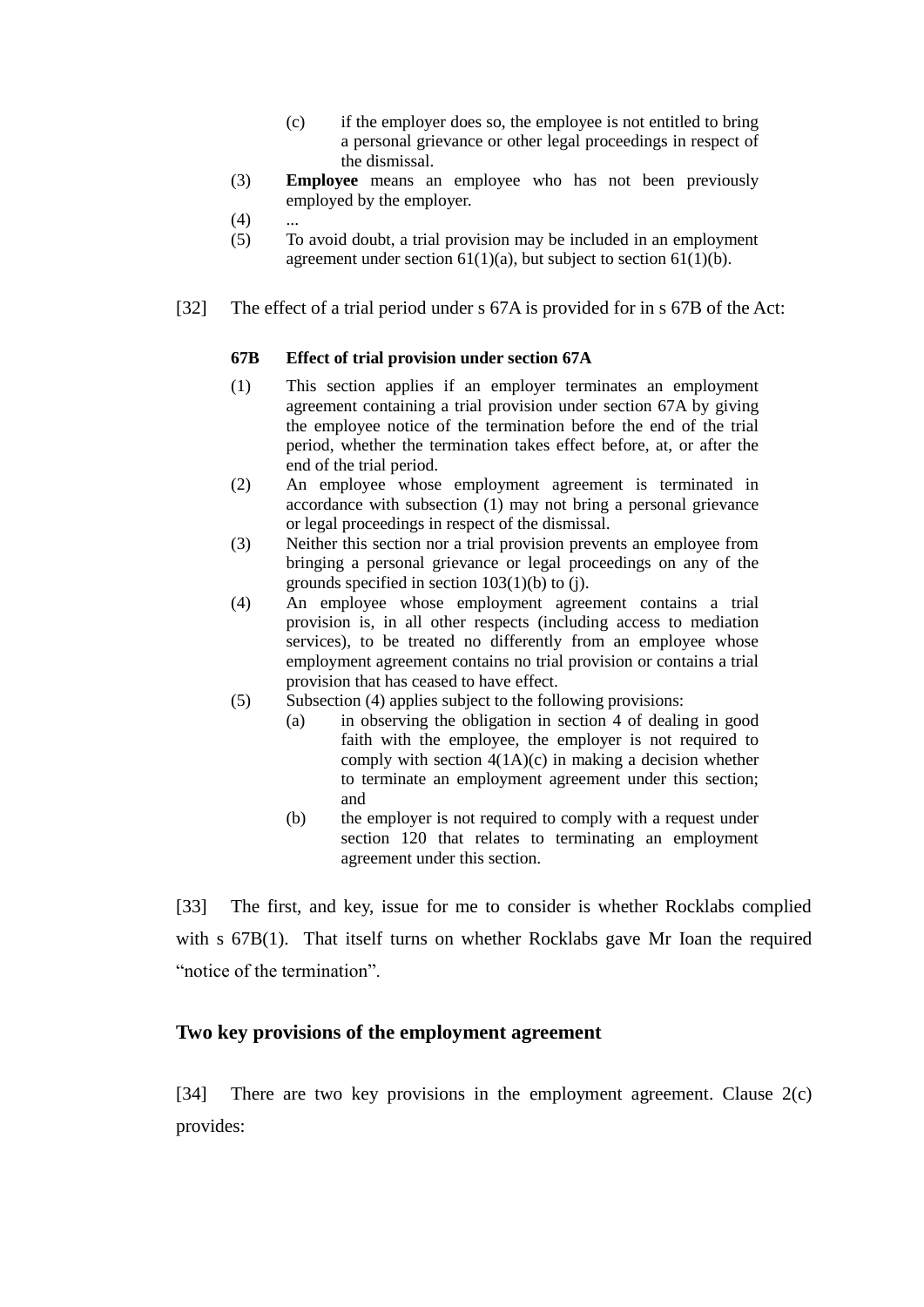> (c) if the employer does so, the employee is not entitled to bring a personal grievance or other legal proceedings in respect of the dismissal.
>
> (3) **Employee** means an employee who has not been previously employed by the employer.
>
> (4) ...
>
> (5) To avoid doubt, a trial provision may be included in an employment agreement under section 61(1)(a), but subject to section 61(1)(b).

[32] The effect of a trial period under s 67A is provided for in s 67B of the Act:

> **67B Effect of trial provision under section 67A**
>
> (1) This section applies if an employer terminates an employment agreement containing a trial provision under section 67A by giving the employee notice of the termination before the end of the trial period, whether the termination takes effect before, at, or after the end of the trial period.
>
> (2) An employee whose employment agreement is terminated in accordance with subsection (1) may not bring a personal grievance or legal proceedings in respect of the dismissal.
>
> (3) Neither this section nor a trial provision prevents an employee from bringing a personal grievance or legal proceedings on any of the grounds specified in section 103(1)(b) to (j).
>
> (4) An employee whose employment agreement contains a trial provision is, in all other respects (including access to mediation services), to be treated no differently from an employee whose employment agreement contains no trial provision or contains a trial provision that has ceased to have effect.
>
> (5) Subsection (4) applies subject to the following provisions:
>
> (a) in observing the obligation in section 4 of dealing in good faith with the employee, the employer is not required to comply with section 4(1A)(c) in making a decision whether to terminate an employment agreement under this section; and
>
> (b) the employer is not required to comply with a request under section 120 that relates to terminating an employment agreement under this section.

[33] The first, and key, issue for me to consider is whether Rocklabs complied with s 67B(1). That itself turns on whether Rocklabs gave Mr Ioan the required "notice of the termination".

## Two key provisions of the employment agreement

[34] There are two key provisions in the employment agreement. Clause 2(c) provides: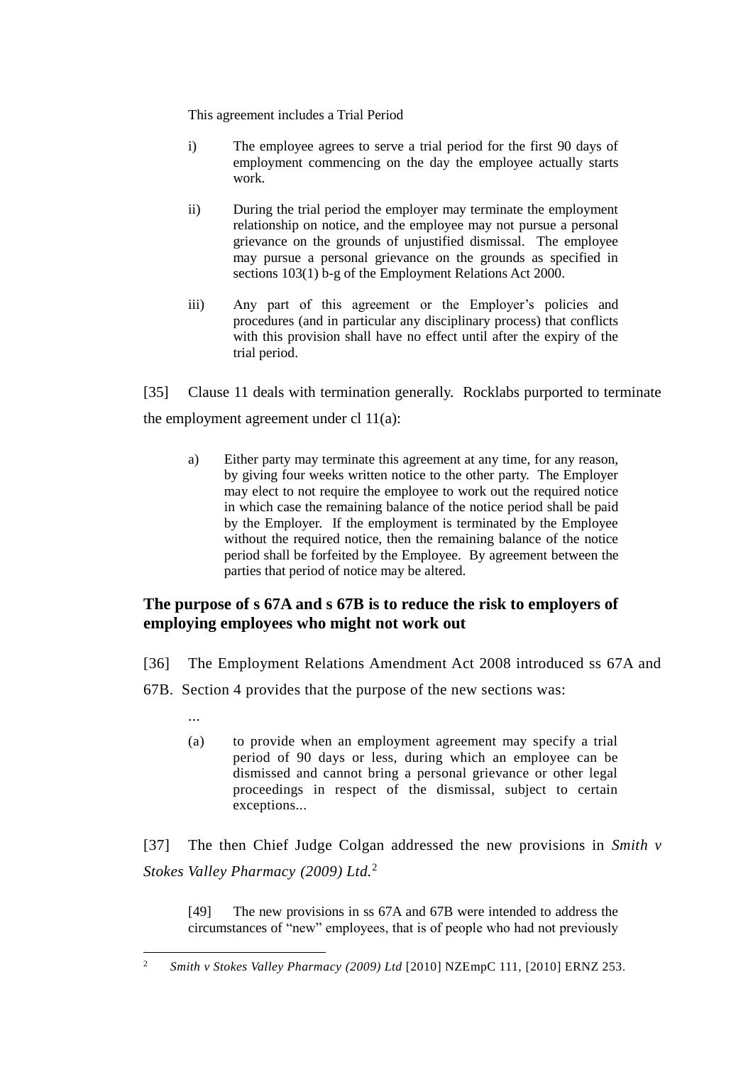This agreement includes a Trial Period

i) The employee agrees to serve a trial period for the first 90 days of employment commencing on the day the employee actually starts work.

ii) During the trial period the employer may terminate the employment relationship on notice, and the employee may not pursue a personal grievance on the grounds of unjustified dismissal. The employee may pursue a personal grievance on the grounds as specified in sections 103(1) b-g of the Employment Relations Act 2000.

iii) Any part of this agreement or the Employer's policies and procedures (and in particular any disciplinary process) that conflicts with this provision shall have no effect until after the expiry of the trial period.

[35] Clause 11 deals with termination generally. Rocklabs purported to terminate the employment agreement under cl 11(a):

> a) Either party may terminate this agreement at any time, for any reason, by giving four weeks written notice to the other party. The Employer may elect to not require the employee to work out the required notice in which case the remaining balance of the notice period shall be paid by the Employer. If the employment is terminated by the Employee without the required notice, then the remaining balance of the notice period shall be forfeited by the Employee. By agreement between the parties that period of notice may be altered.

## The purpose of s 67A and s 67B is to reduce the risk to employers of employing employees who might not work out

[36] The Employment Relations Amendment Act 2008 introduced ss 67A and 67B. Section 4 provides that the purpose of the new sections was:

> ...
>
> (a) to provide when an employment agreement may specify a trial period of 90 days or less, during which an employee can be dismissed and cannot bring a personal grievance or other legal proceedings in respect of the dismissal, subject to certain exceptions...

[37] The then Chief Judge Colgan addressed the new provisions in *Smith v Stokes Valley Pharmacy (2009) Ltd.*[2]

> [49] The new provisions in ss 67A and 67B were intended to address the circumstances of "new" employees, that is of people who had not previously

[2] *Smith v Stokes Valley Pharmacy (2009) Ltd* [2010] NZEmpC 111, [2010] ERNZ 253.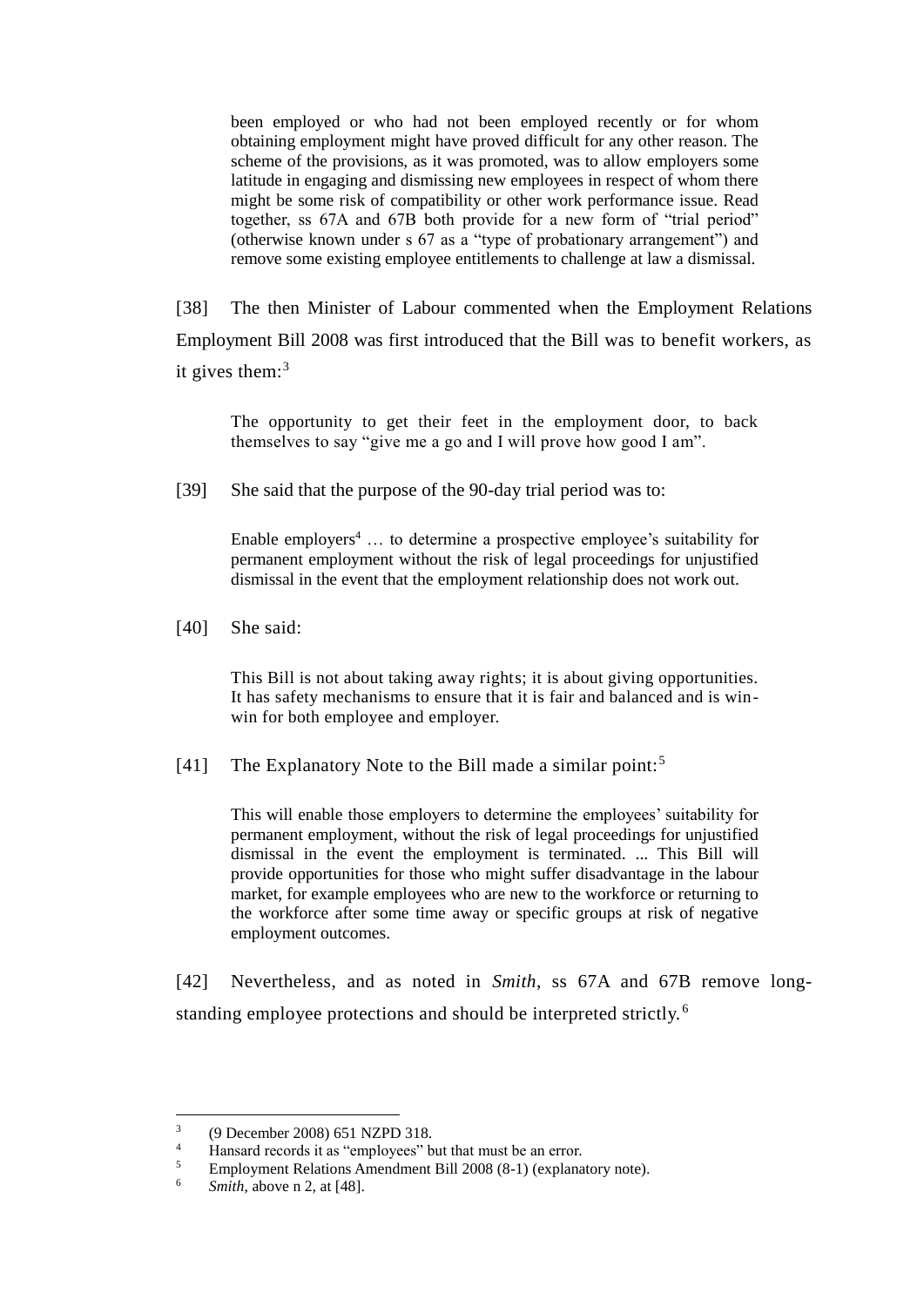> been employed or who had not been employed recently or for whom obtaining employment might have proved difficult for any other reason. The scheme of the provisions, as it was promoted, was to allow employers some latitude in engaging and dismissing new employees in respect of whom there might be some risk of compatibility or other work performance issue. Read together, ss 67A and 67B both provide for a new form of "trial period" (otherwise known under s 67 as a "type of probationary arrangement") and remove some existing employee entitlements to challenge at law a dismissal.

[38] The then Minister of Labour commented when the Employment Relations Employment Bill 2008 was first introduced that the Bill was to benefit workers, as it gives them:[3]

> The opportunity to get their feet in the employment door, to back themselves to say "give me a go and I will prove how good I am".

[39] She said that the purpose of the 90-day trial period was to:

> Enable employers[4] … to determine a prospective employee's suitability for permanent employment without the risk of legal proceedings for unjustified dismissal in the event that the employment relationship does not work out.

[40] She said:

> This Bill is not about taking away rights; it is about giving opportunities. It has safety mechanisms to ensure that it is fair and balanced and is win-win for both employee and employer.

[41] The Explanatory Note to the Bill made a similar point:[5]

> This will enable those employers to determine the employees' suitability for permanent employment, without the risk of legal proceedings for unjustified dismissal in the event the employment is terminated. ... This Bill will provide opportunities for those who might suffer disadvantage in the labour market, for example employees who are new to the workforce or returning to the workforce after some time away or specific groups at risk of negative employment outcomes.

[42] Nevertheless, and as noted in *Smith*, ss 67A and 67B remove long-standing employee protections and should be interpreted strictly.[6]

---

[3] (9 December 2008) 651 NZPD 318.

[4] Hansard records it as "employees" but that must be an error.

[5] Employment Relations Amendment Bill 2008 (8-1) (explanatory note).

[6] *Smith*, above n 2, at [48].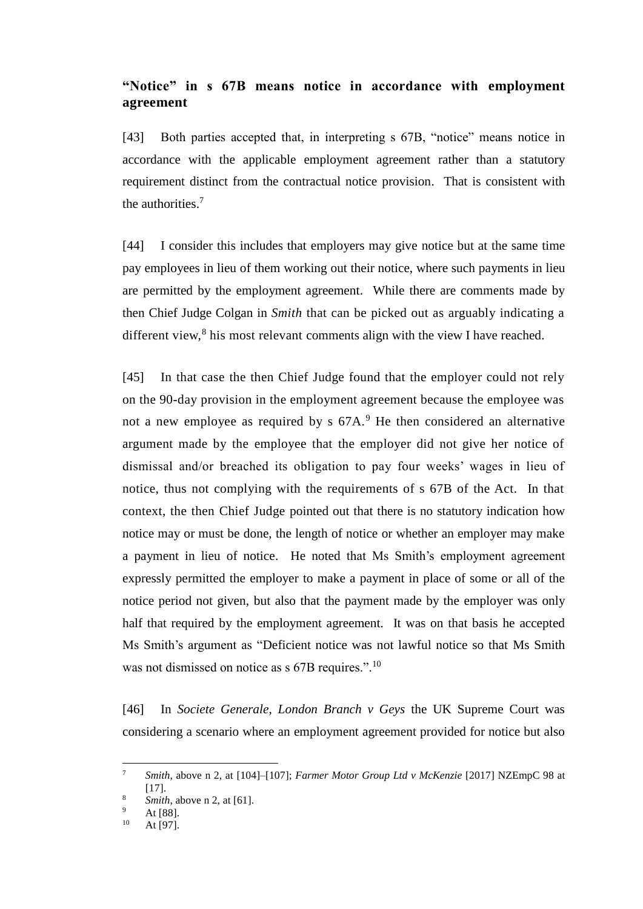### "Notice" in s 67B means notice in accordance with employment agreement

[43] Both parties accepted that, in interpreting s 67B, "notice" means notice in accordance with the applicable employment agreement rather than a statutory requirement distinct from the contractual notice provision. That is consistent with the authorities.[7]

[44] I consider this includes that employers may give notice but at the same time pay employees in lieu of them working out their notice, where such payments in lieu are permitted by the employment agreement. While there are comments made by then Chief Judge Colgan in *Smith* that can be picked out as arguably indicating a different view,[8] his most relevant comments align with the view I have reached.

[45] In that case the then Chief Judge found that the employer could not rely on the 90-day provision in the employment agreement because the employee was not a new employee as required by s 67A.[9] He then considered an alternative argument made by the employee that the employer did not give her notice of dismissal and/or breached its obligation to pay four weeks' wages in lieu of notice, thus not complying with the requirements of s 67B of the Act. In that context, the then Chief Judge pointed out that there is no statutory indication how notice may or must be done, the length of notice or whether an employer may make a payment in lieu of notice. He noted that Ms Smith's employment agreement expressly permitted the employer to make a payment in place of some or all of the notice period not given, but also that the payment made by the employer was only half that required by the employment agreement. It was on that basis he accepted Ms Smith's argument as "Deficient notice was not lawful notice so that Ms Smith was not dismissed on notice as s 67B requires.".[10]

[46] In *Societe Generale, London Branch v Geys* the UK Supreme Court was considering a scenario where an employment agreement provided for notice but also

---

[7] *Smith*, above n 2, at [104]–[107]; *Farmer Motor Group Ltd v McKenzie* [2017] NZEmpC 98 at [17].

[8] *Smith*, above n 2, at [61].

[9] At [88].

[10] At [97].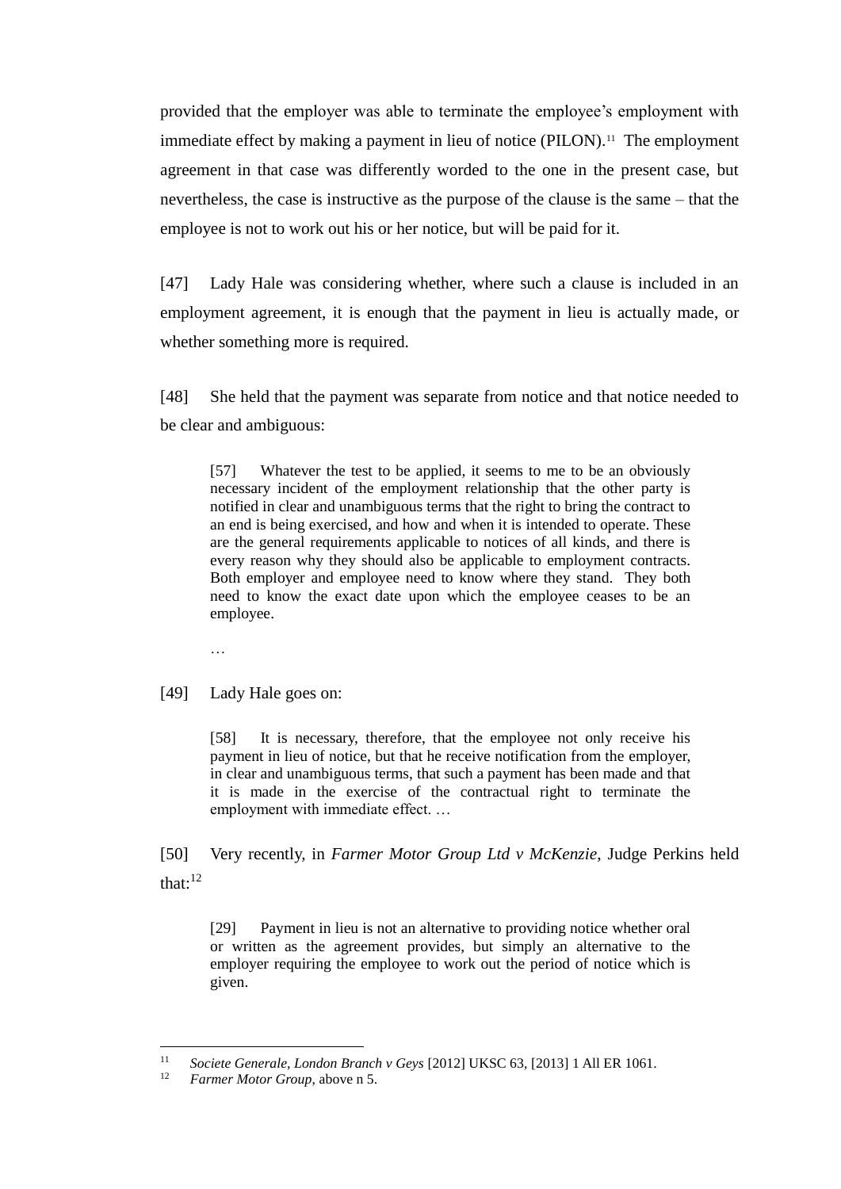provided that the employer was able to terminate the employee's employment with immediate effect by making a payment in lieu of notice (PILON).[11] The employment agreement in that case was differently worded to the one in the present case, but nevertheless, the case is instructive as the purpose of the clause is the same – that the employee is not to work out his or her notice, but will be paid for it.

[47] Lady Hale was considering whether, where such a clause is included in an employment agreement, it is enough that the payment in lieu is actually made, or whether something more is required.

[48] She held that the payment was separate from notice and that notice needed to be clear and ambiguous:

> [57] Whatever the test to be applied, it seems to me to be an obviously necessary incident of the employment relationship that the other party is notified in clear and unambiguous terms that the right to bring the contract to an end is being exercised, and how and when it is intended to operate. These are the general requirements applicable to notices of all kinds, and there is every reason why they should also be applicable to employment contracts. Both employer and employee need to know where they stand. They both need to know the exact date upon which the employee ceases to be an employee.
>
> …

[49] Lady Hale goes on:

> [58] It is necessary, therefore, that the employee not only receive his payment in lieu of notice, but that he receive notification from the employer, in clear and unambiguous terms, that such a payment has been made and that it is made in the exercise of the contractual right to terminate the employment with immediate effect. …

[50] Very recently, in *Farmer Motor Group Ltd v McKenzie*, Judge Perkins held that:[12]

> [29] Payment in lieu is not an alternative to providing notice whether oral or written as the agreement provides, but simply an alternative to the employer requiring the employee to work out the period of notice which is given.

---

[11] *Societe Generale, London Branch v Geys* [2012] UKSC 63, [2013] 1 All ER 1061.

[12] *Farmer Motor Group*, above n 5.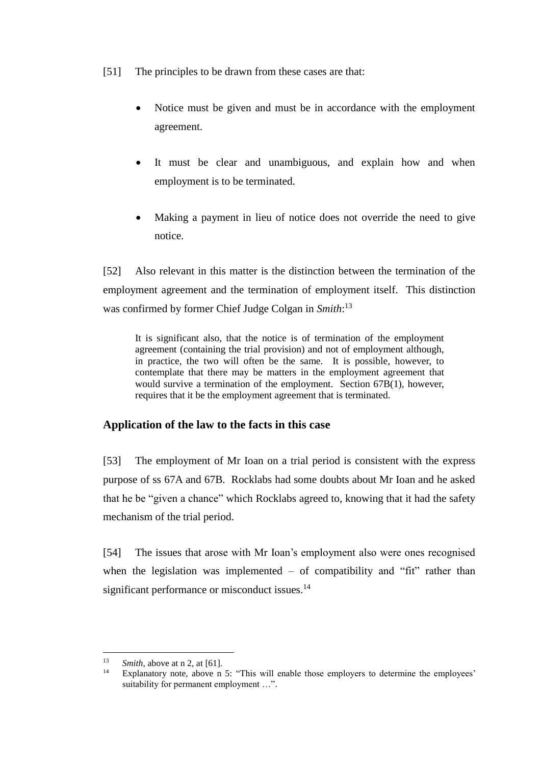[51] The principles to be drawn from these cases are that:

- Notice must be given and must be in accordance with the employment agreement.
- It must be clear and unambiguous, and explain how and when employment is to be terminated.
- Making a payment in lieu of notice does not override the need to give notice.

[52] Also relevant in this matter is the distinction between the termination of the employment agreement and the termination of employment itself. This distinction was confirmed by former Chief Judge Colgan in *Smith*:[13]

> It is significant also, that the notice is of termination of the employment agreement (containing the trial provision) and not of employment although, in practice, the two will often be the same. It is possible, however, to contemplate that there may be matters in the employment agreement that would survive a termination of the employment. Section 67B(1), however, requires that it be the employment agreement that is terminated.

## Application of the law to the facts in this case

[53] The employment of Mr Ioan on a trial period is consistent with the express purpose of ss 67A and 67B. Rocklabs had some doubts about Mr Ioan and he asked that he be "given a chance" which Rocklabs agreed to, knowing that it had the safety mechanism of the trial period.

[54] The issues that arose with Mr Ioan's employment also were ones recognised when the legislation was implemented – of compatibility and "fit" rather than significant performance or misconduct issues.[14]

---

[13] *Smith*, above at n 2, at [61].

[14] Explanatory note, above n 5: "This will enable those employers to determine the employees' suitability for permanent employment …".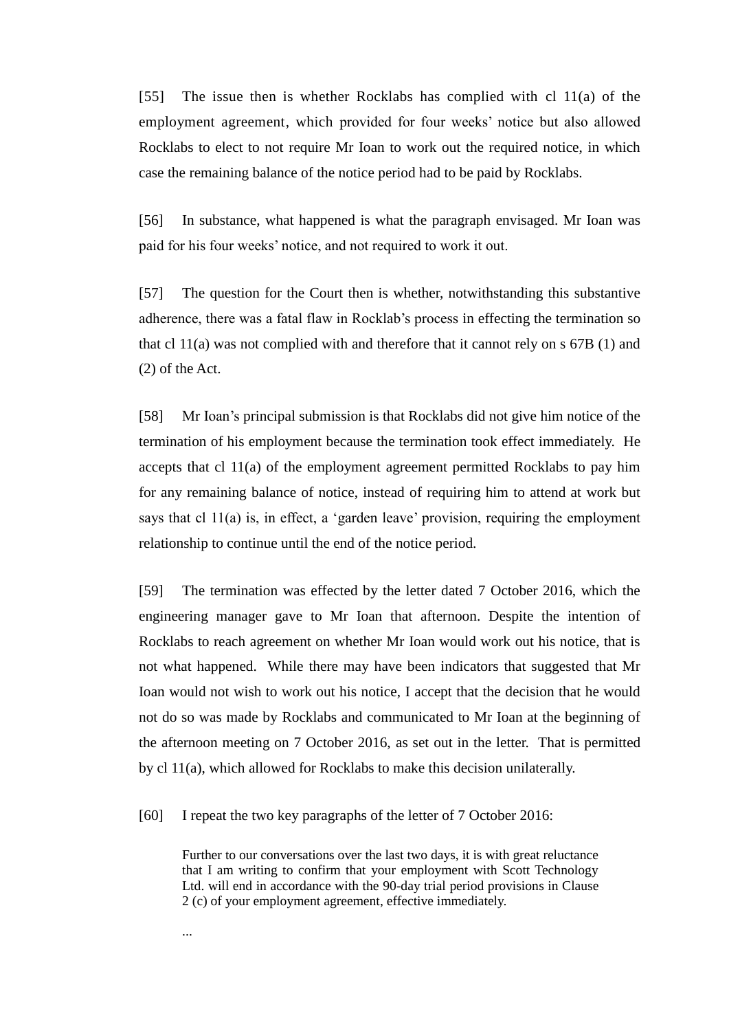[55] The issue then is whether Rocklabs has complied with cl 11(a) of the employment agreement, which provided for four weeks' notice but also allowed Rocklabs to elect to not require Mr Ioan to work out the required notice, in which case the remaining balance of the notice period had to be paid by Rocklabs.

[56] In substance, what happened is what the paragraph envisaged. Mr Ioan was paid for his four weeks' notice, and not required to work it out.

[57] The question for the Court then is whether, notwithstanding this substantive adherence, there was a fatal flaw in Rocklab's process in effecting the termination so that cl 11(a) was not complied with and therefore that it cannot rely on s 67B (1) and (2) of the Act.

[58] Mr Ioan's principal submission is that Rocklabs did not give him notice of the termination of his employment because the termination took effect immediately. He accepts that cl 11(a) of the employment agreement permitted Rocklabs to pay him for any remaining balance of notice, instead of requiring him to attend at work but says that cl 11(a) is, in effect, a 'garden leave' provision, requiring the employment relationship to continue until the end of the notice period.

[59] The termination was effected by the letter dated 7 October 2016, which the engineering manager gave to Mr Ioan that afternoon. Despite the intention of Rocklabs to reach agreement on whether Mr Ioan would work out his notice, that is not what happened. While there may have been indicators that suggested that Mr Ioan would not wish to work out his notice, I accept that the decision that he would not do so was made by Rocklabs and communicated to Mr Ioan at the beginning of the afternoon meeting on 7 October 2016, as set out in the letter. That is permitted by cl 11(a), which allowed for Rocklabs to make this decision unilaterally.

[60] I repeat the two key paragraphs of the letter of 7 October 2016:

> Further to our conversations over the last two days, it is with great reluctance that I am writing to confirm that your employment with Scott Technology Ltd. will end in accordance with the 90-day trial period provisions in Clause 2 (c) of your employment agreement, effective immediately.
>
> ...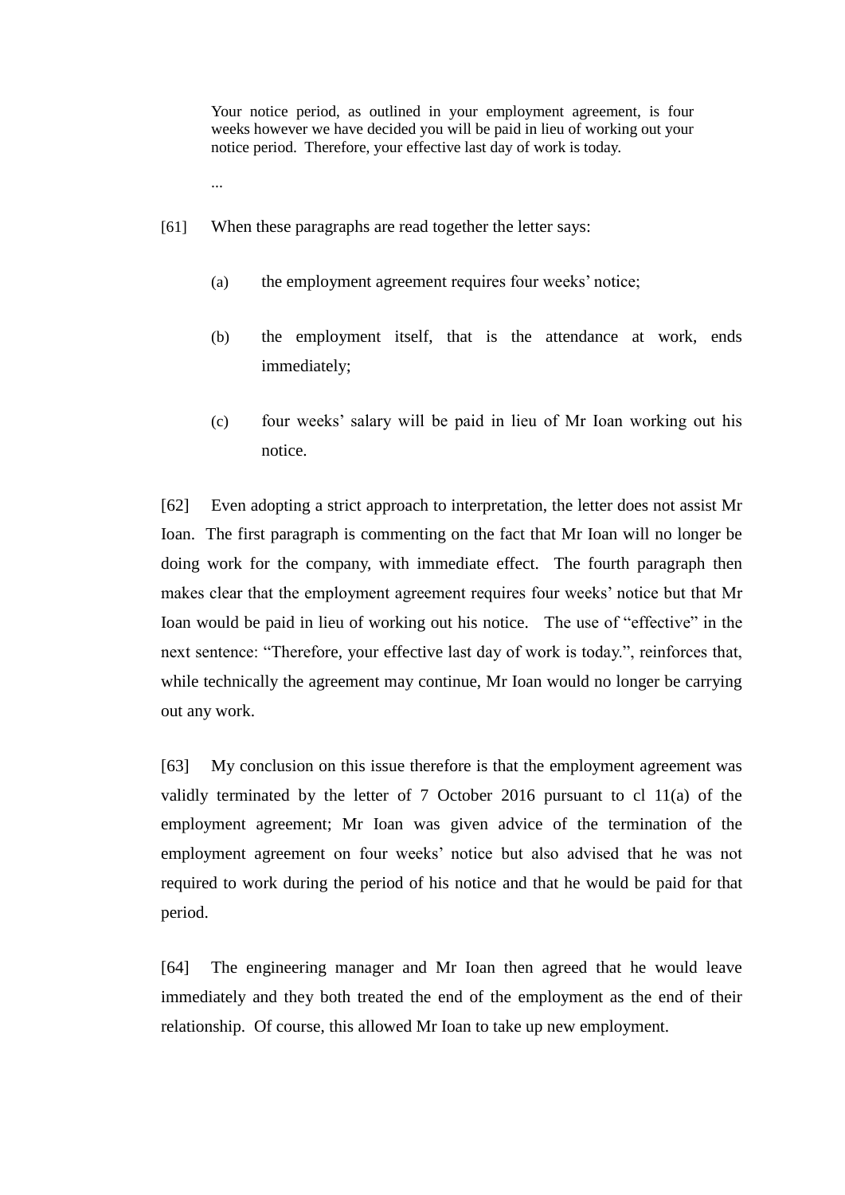> Your notice period, as outlined in your employment agreement, is four weeks however we have decided you will be paid in lieu of working out your notice period. Therefore, your effective last day of work is today.
>
> ...

[61] When these paragraphs are read together the letter says:

(a) the employment agreement requires four weeks' notice;

(b) the employment itself, that is the attendance at work, ends immediately;

(c) four weeks' salary will be paid in lieu of Mr Ioan working out his notice.

[62] Even adopting a strict approach to interpretation, the letter does not assist Mr Ioan. The first paragraph is commenting on the fact that Mr Ioan will no longer be doing work for the company, with immediate effect. The fourth paragraph then makes clear that the employment agreement requires four weeks' notice but that Mr Ioan would be paid in lieu of working out his notice. The use of "effective" in the next sentence: "Therefore, your effective last day of work is today.", reinforces that, while technically the agreement may continue, Mr Ioan would no longer be carrying out any work.

[63] My conclusion on this issue therefore is that the employment agreement was validly terminated by the letter of 7 October 2016 pursuant to cl 11(a) of the employment agreement; Mr Ioan was given advice of the termination of the employment agreement on four weeks' notice but also advised that he was not required to work during the period of his notice and that he would be paid for that period.

[64] The engineering manager and Mr Ioan then agreed that he would leave immediately and they both treated the end of the employment as the end of their relationship. Of course, this allowed Mr Ioan to take up new employment.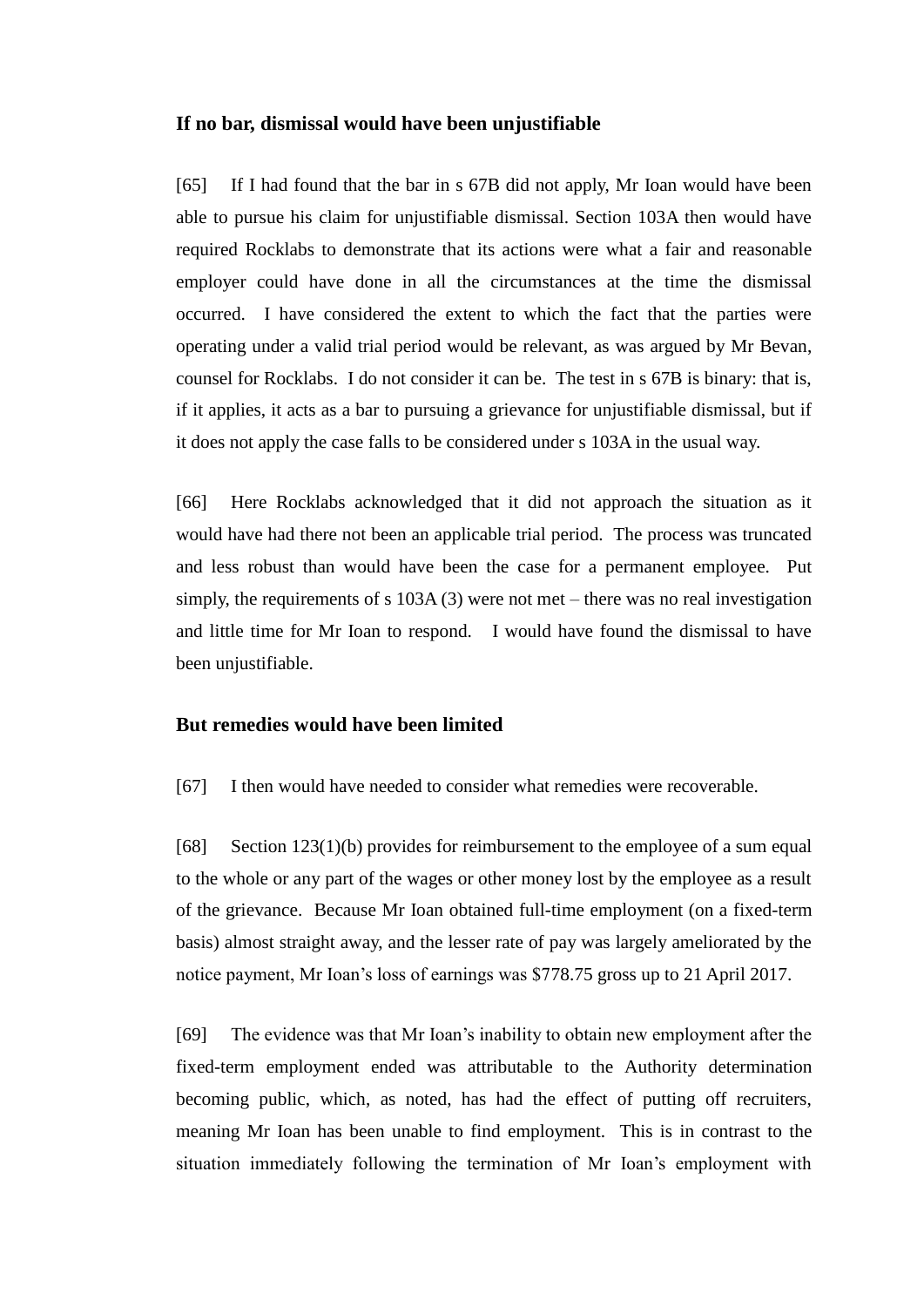### If no bar, dismissal would have been unjustifiable

[65] If I had found that the bar in s 67B did not apply, Mr Ioan would have been able to pursue his claim for unjustifiable dismissal. Section 103A then would have required Rocklabs to demonstrate that its actions were what a fair and reasonable employer could have done in all the circumstances at the time the dismissal occurred. I have considered the extent to which the fact that the parties were operating under a valid trial period would be relevant, as was argued by Mr Bevan, counsel for Rocklabs. I do not consider it can be. The test in s 67B is binary: that is, if it applies, it acts as a bar to pursuing a grievance for unjustifiable dismissal, but if it does not apply the case falls to be considered under s 103A in the usual way.

[66] Here Rocklabs acknowledged that it did not approach the situation as it would have had there not been an applicable trial period. The process was truncated and less robust than would have been the case for a permanent employee. Put simply, the requirements of s 103A (3) were not met – there was no real investigation and little time for Mr Ioan to respond. I would have found the dismissal to have been unjustifiable.

### But remedies would have been limited

[67] I then would have needed to consider what remedies were recoverable.

[68] Section 123(1)(b) provides for reimbursement to the employee of a sum equal to the whole or any part of the wages or other money lost by the employee as a result of the grievance. Because Mr Ioan obtained full-time employment (on a fixed-term basis) almost straight away, and the lesser rate of pay was largely ameliorated by the notice payment, Mr Ioan's loss of earnings was $778.75 gross up to 21 April 2017.

[69] The evidence was that Mr Ioan's inability to obtain new employment after the fixed-term employment ended was attributable to the Authority determination becoming public, which, as noted, has had the effect of putting off recruiters, meaning Mr Ioan has been unable to find employment. This is in contrast to the situation immediately following the termination of Mr Ioan's employment with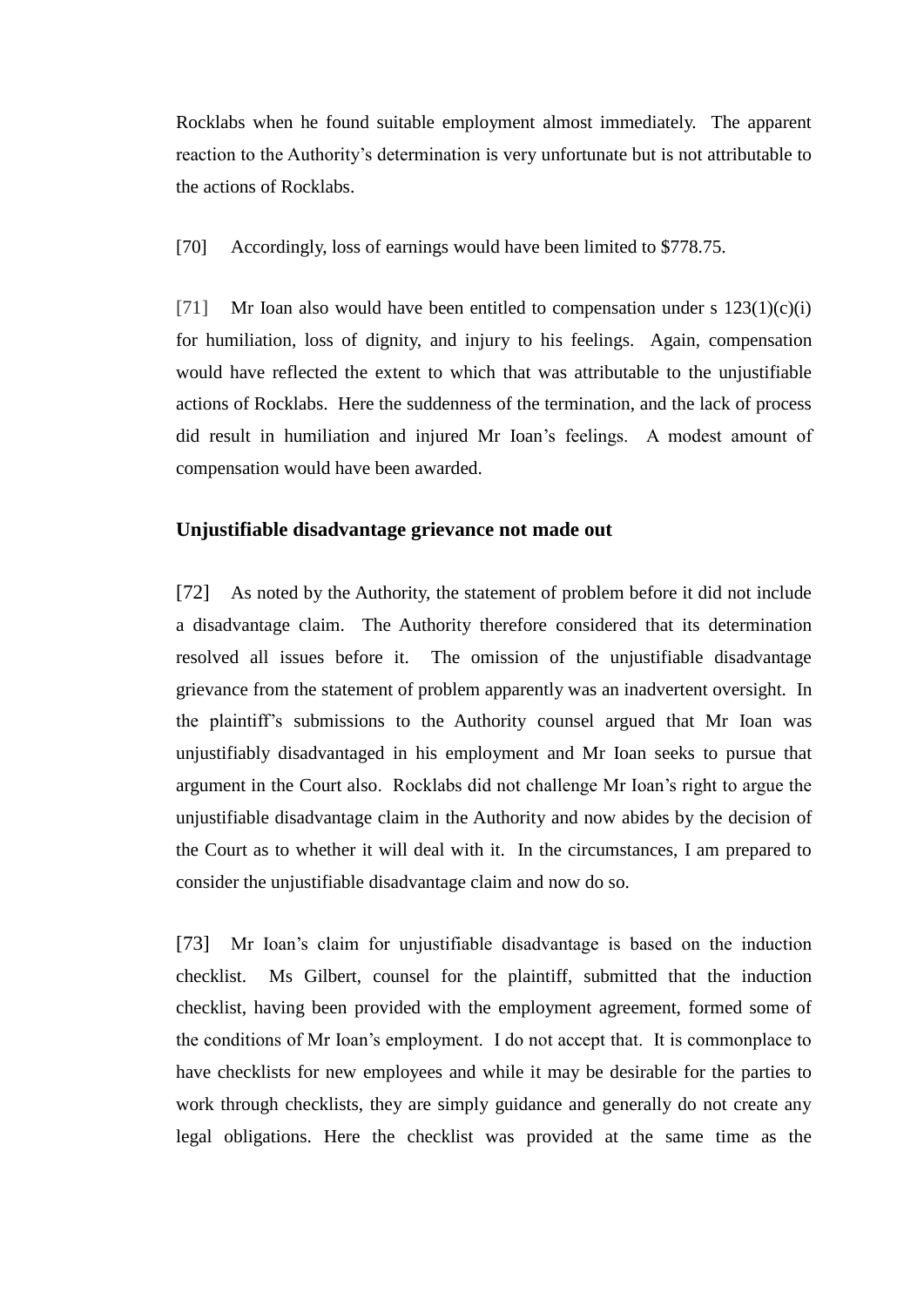Rocklabs when he found suitable employment almost immediately. The apparent reaction to the Authority's determination is very unfortunate but is not attributable to the actions of Rocklabs.

[70] Accordingly, loss of earnings would have been limited to $778.75.

[71] Mr Ioan also would have been entitled to compensation under s 123(1)(c)(i) for humiliation, loss of dignity, and injury to his feelings. Again, compensation would have reflected the extent to which that was attributable to the unjustifiable actions of Rocklabs. Here the suddenness of the termination, and the lack of process did result in humiliation and injured Mr Ioan's feelings. A modest amount of compensation would have been awarded.

### Unjustifiable disadvantage grievance not made out

[72] As noted by the Authority, the statement of problem before it did not include a disadvantage claim. The Authority therefore considered that its determination resolved all issues before it. The omission of the unjustifiable disadvantage grievance from the statement of problem apparently was an inadvertent oversight. In the plaintiff's submissions to the Authority counsel argued that Mr Ioan was unjustifiably disadvantaged in his employment and Mr Ioan seeks to pursue that argument in the Court also. Rocklabs did not challenge Mr Ioan's right to argue the unjustifiable disadvantage claim in the Authority and now abides by the decision of the Court as to whether it will deal with it. In the circumstances, I am prepared to consider the unjustifiable disadvantage claim and now do so.

[73] Mr Ioan's claim for unjustifiable disadvantage is based on the induction checklist. Ms Gilbert, counsel for the plaintiff, submitted that the induction checklist, having been provided with the employment agreement, formed some of the conditions of Mr Ioan's employment. I do not accept that. It is commonplace to have checklists for new employees and while it may be desirable for the parties to work through checklists, they are simply guidance and generally do not create any legal obligations. Here the checklist was provided at the same time as the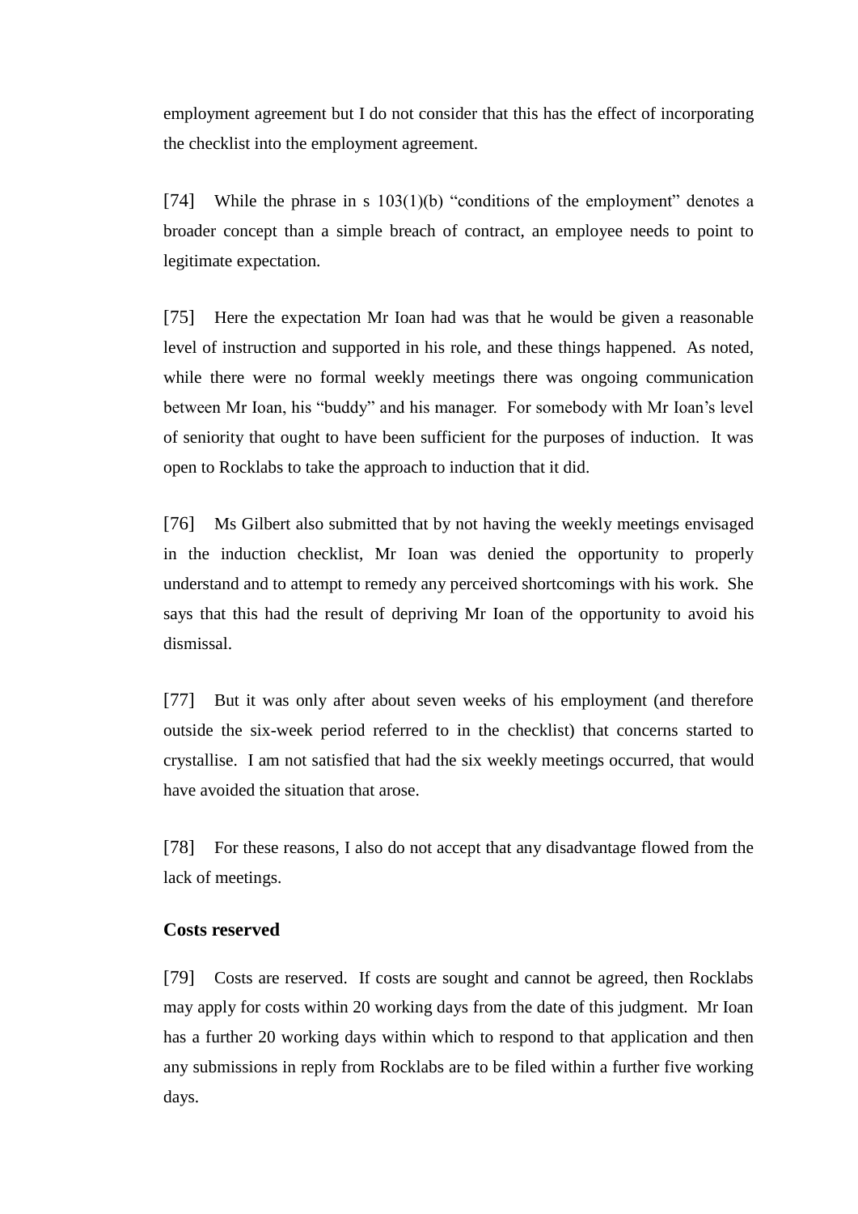employment agreement but I do not consider that this has the effect of incorporating the checklist into the employment agreement.

[74] While the phrase in s 103(1)(b) "conditions of the employment" denotes a broader concept than a simple breach of contract, an employee needs to point to legitimate expectation.

[75] Here the expectation Mr Ioan had was that he would be given a reasonable level of instruction and supported in his role, and these things happened. As noted, while there were no formal weekly meetings there was ongoing communication between Mr Ioan, his "buddy" and his manager. For somebody with Mr Ioan's level of seniority that ought to have been sufficient for the purposes of induction. It was open to Rocklabs to take the approach to induction that it did.

[76] Ms Gilbert also submitted that by not having the weekly meetings envisaged in the induction checklist, Mr Ioan was denied the opportunity to properly understand and to attempt to remedy any perceived shortcomings with his work. She says that this had the result of depriving Mr Ioan of the opportunity to avoid his dismissal.

[77] But it was only after about seven weeks of his employment (and therefore outside the six-week period referred to in the checklist) that concerns started to crystallise. I am not satisfied that had the six weekly meetings occurred, that would have avoided the situation that arose.

[78] For these reasons, I also do not accept that any disadvantage flowed from the lack of meetings.

## Costs reserved

[79] Costs are reserved. If costs are sought and cannot be agreed, then Rocklabs may apply for costs within 20 working days from the date of this judgment. Mr Ioan has a further 20 working days within which to respond to that application and then any submissions in reply from Rocklabs are to be filed within a further five working days.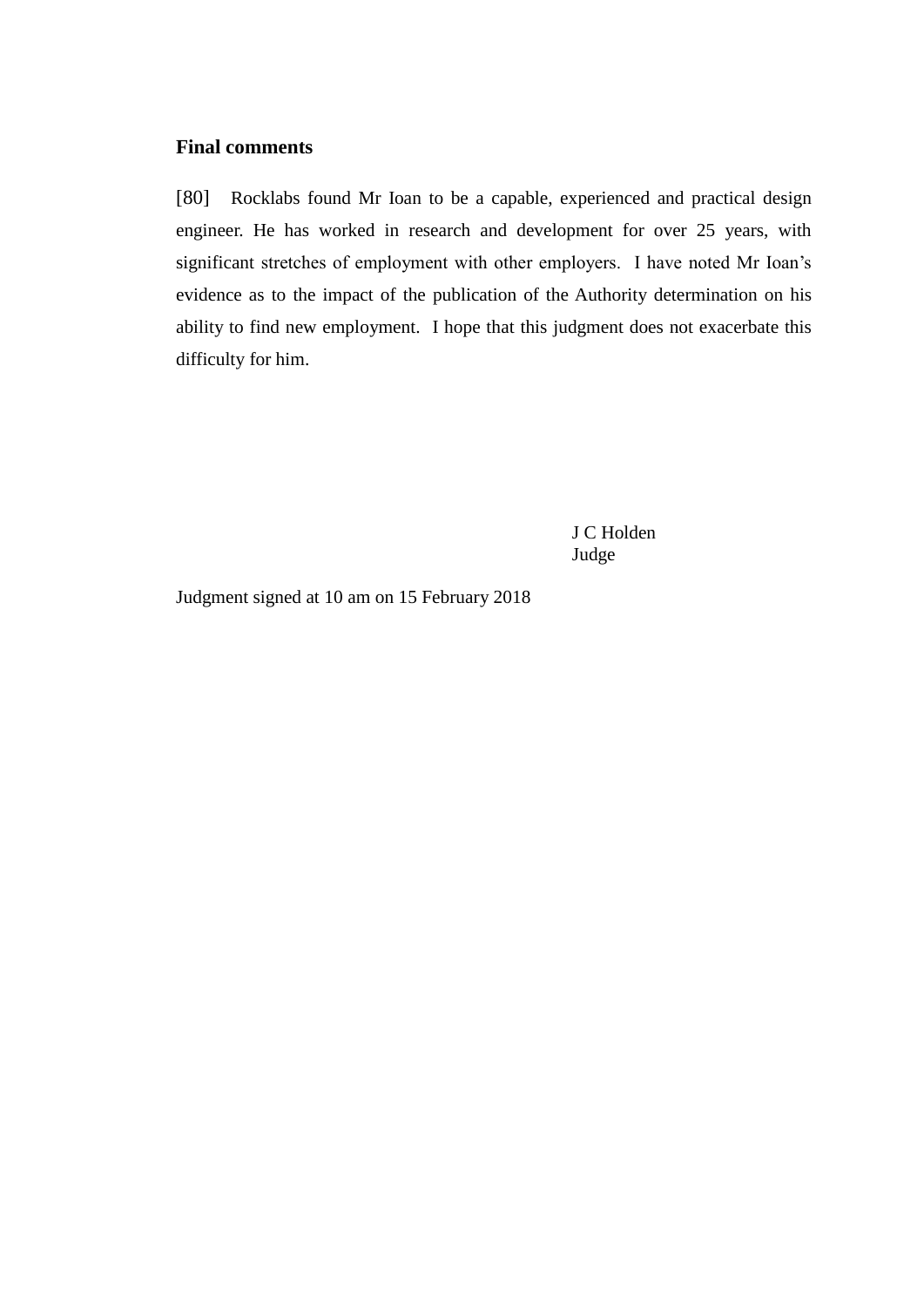## Final comments

[80] Rocklabs found Mr Ioan to be a capable, experienced and practical design engineer. He has worked in research and development for over 25 years, with significant stretches of employment with other employers. I have noted Mr Ioan's evidence as to the impact of the publication of the Authority determination on his ability to find new employment. I hope that this judgment does not exacerbate this difficulty for him.

J C Holden
Judge

Judgment signed at 10 am on 15 February 2018